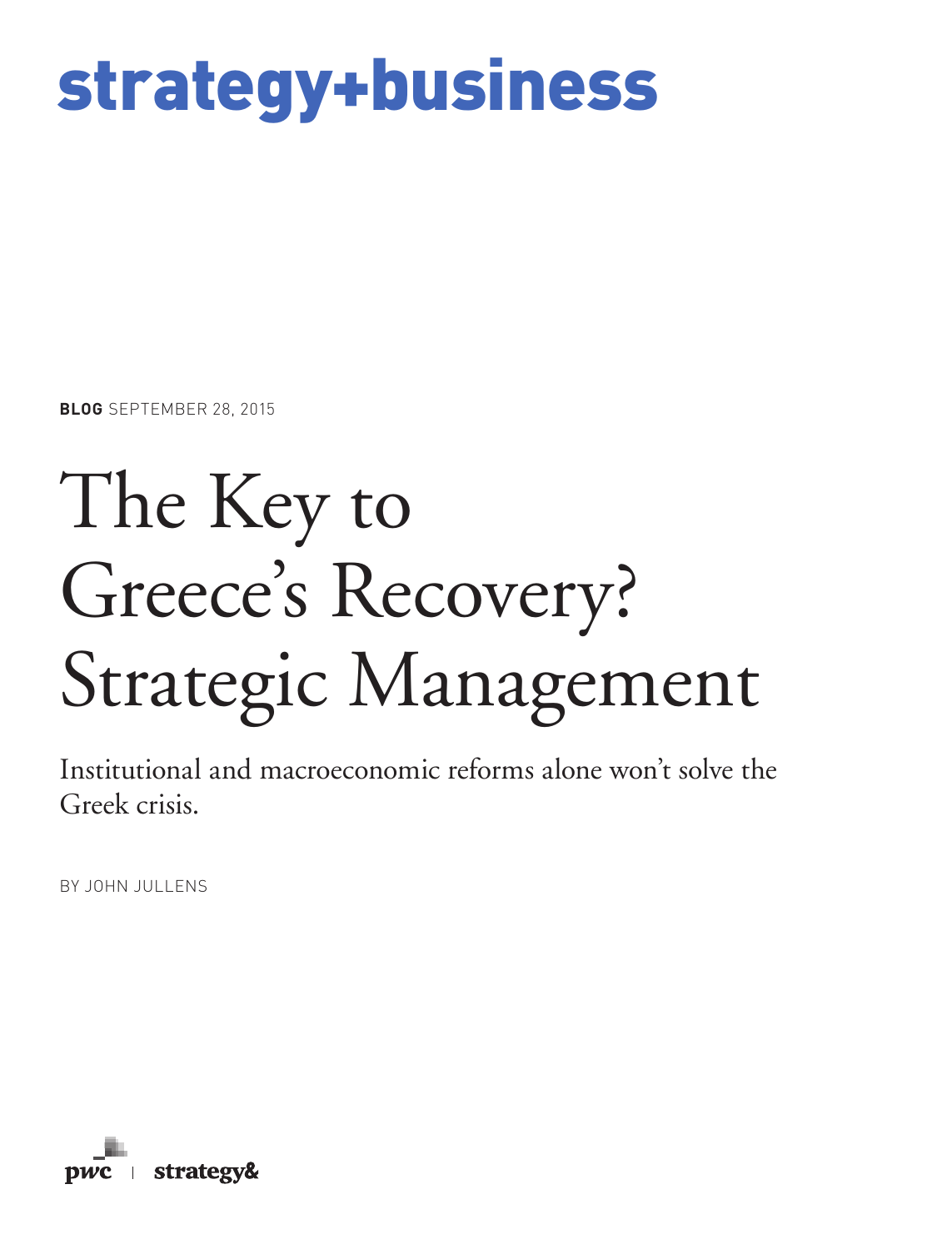strategy+business

**BLOG** SEPTEMBER 28, 2015

# The Key to Greece's Recovery? Strategic Management

Institutional and macroeconomic reforms alone won't solve the Greek crisis.

BY JOHN JULLENS

pwc | strategy&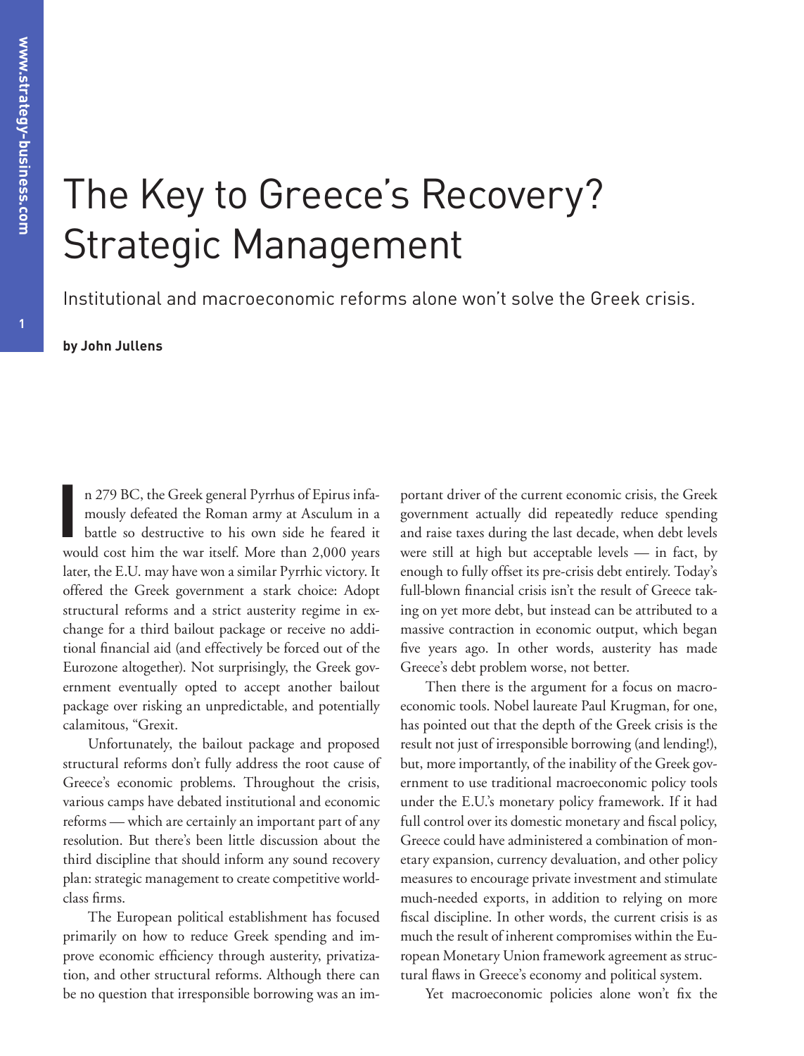# The Key to Greece's Recovery? Strategic Management

Institutional and macroeconomic reforms alone won't solve the Greek crisis.

**by John Jullens**

In 279 BC, the Greek general Pyrrhus of Epirus infamously defeated the Roman army at Asculum in a battle so destructive to his own side he feared it would cost him the war itself. More than 2,000 years later, the E.U. may have won a similar Pyrrhic victory. It offered the Greek government a stark choice: Adopt structural reforms and a strict austerity regime in exchange for a third bailout package or receive no additional financial aid (and effectively be forced out of the Eurozone altogether). Not surprisingly, the Greek government eventually opted to accept another bailout package over risking an unpredictable, and potentially calamitous, "Grexit.

Unfortunately, the bailout package and proposed structural reforms don't fully address the root cause of Greece's economic problems. Throughout the crisis, various camps have debated institutional and economic reforms — which are certainly an important part of any resolution. But there's been little discussion about the third discipline that should inform any sound recovery plan: strategic management to create competitive world-class firms.

The European political establishment has focused primarily on how to reduce Greek spending and improve economic efficiency through austerity, privatization, and other structural reforms. Although there can be no question that irresponsible borrowing was an important driver of the current economic crisis, the Greek government actually did repeatedly reduce spending and raise taxes during the last decade, when debt levels were still at high but acceptable levels — in fact, by enough to fully offset its pre-crisis debt entirely. Today's full-blown financial crisis isn't the result of Greece taking on yet more debt, but instead can be attributed to a massive contraction in economic output, which began five years ago. In other words, austerity has made Greece's debt problem worse, not better.

Then there is the argument for a focus on macroeconomic tools. Nobel laureate Paul Krugman, for one, has pointed out that the depth of the Greek crisis is the result not just of irresponsible borrowing (and lending!), but, more importantly, of the inability of the Greek government to use traditional macroeconomic policy tools under the E.U.'s monetary policy framework. If it had full control over its domestic monetary and fiscal policy, Greece could have administered a combination of monetary expansion, currency devaluation, and other policy measures to encourage private investment and stimulate much-needed exports, in addition to relying on more fiscal discipline. In other words, the current crisis is as much the result of inherent compromises within the European Monetary Union framework agreement as structural flaws in Greece's economy and political system.

Yet macroeconomic policies alone won't fix the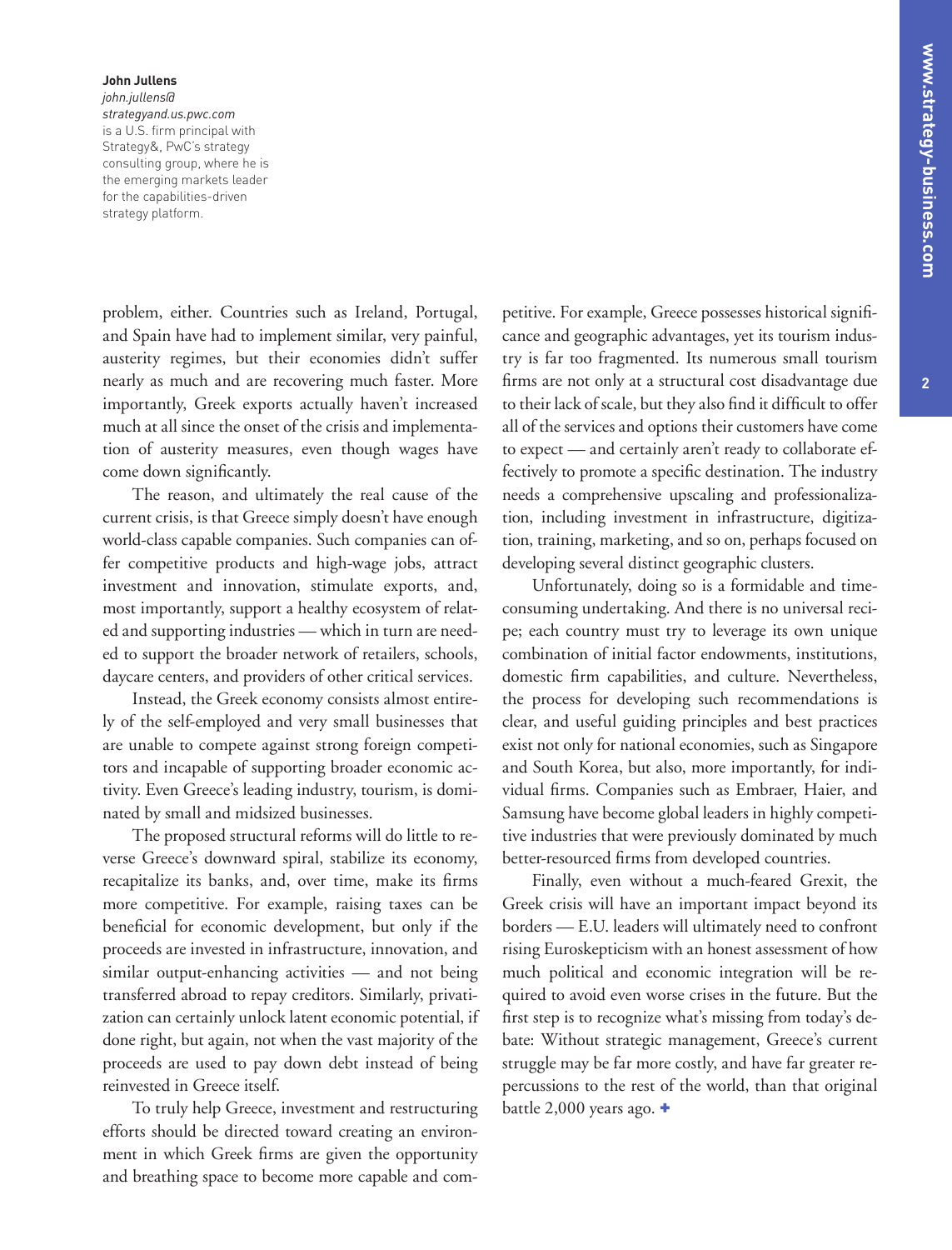**John Jullens**
*john.jullens@strategyand.us.pwc.com*
is a U.S. firm principal with Strategy&, PwC's strategy consulting group, where he is the emerging markets leader for the capabilities-driven strategy platform.

problem, either. Countries such as Ireland, Portugal, and Spain have had to implement similar, very painful, austerity regimes, but their economies didn't suffer nearly as much and are recovering much faster. More importantly, Greek exports actually haven't increased much at all since the onset of the crisis and implementation of austerity measures, even though wages have come down significantly.

The reason, and ultimately the real cause of the current crisis, is that Greece simply doesn't have enough world-class capable companies. Such companies can offer competitive products and high-wage jobs, attract investment and innovation, stimulate exports, and, most importantly, support a healthy ecosystem of related and supporting industries — which in turn are needed to support the broader network of retailers, schools, daycare centers, and providers of other critical services.

Instead, the Greek economy consists almost entirely of the self-employed and very small businesses that are unable to compete against strong foreign competitors and incapable of supporting broader economic activity. Even Greece's leading industry, tourism, is dominated by small and midsized businesses.

The proposed structural reforms will do little to reverse Greece's downward spiral, stabilize its economy, recapitalize its banks, and, over time, make its firms more competitive. For example, raising taxes can be beneficial for economic development, but only if the proceeds are invested in infrastructure, innovation, and similar output-enhancing activities — and not being transferred abroad to repay creditors. Similarly, privatization can certainly unlock latent economic potential, if done right, but again, not when the vast majority of the proceeds are used to pay down debt instead of being reinvested in Greece itself.

To truly help Greece, investment and restructuring efforts should be directed toward creating an environment in which Greek firms are given the opportunity and breathing space to become more capable and competitive. For example, Greece possesses historical significance and geographic advantages, yet its tourism industry is far too fragmented. Its numerous small tourism firms are not only at a structural cost disadvantage due to their lack of scale, but they also find it difficult to offer all of the services and options their customers have come to expect — and certainly aren't ready to collaborate effectively to promote a specific destination. The industry needs a comprehensive upscaling and professionalization, including investment in infrastructure, digitization, training, marketing, and so on, perhaps focused on developing several distinct geographic clusters.

Unfortunately, doing so is a formidable and time-consuming undertaking. And there is no universal recipe; each country must try to leverage its own unique combination of initial factor endowments, institutions, domestic firm capabilities, and culture. Nevertheless, the process for developing such recommendations is clear, and useful guiding principles and best practices exist not only for national economies, such as Singapore and South Korea, but also, more importantly, for individual firms. Companies such as Embraer, Haier, and Samsung have become global leaders in highly competitive industries that were previously dominated by much better-resourced firms from developed countries.

Finally, even without a much-feared Grexit, the Greek crisis will have an important impact beyond its borders — E.U. leaders will ultimately need to confront rising Euroskepticism with an honest assessment of how much political and economic integration will be required to avoid even worse crises in the future. But the first step is to recognize what's missing from today's debate: Without strategic management, Greece's current struggle may be far more costly, and have far greater repercussions to the rest of the world, than that original battle 2,000 years ago. +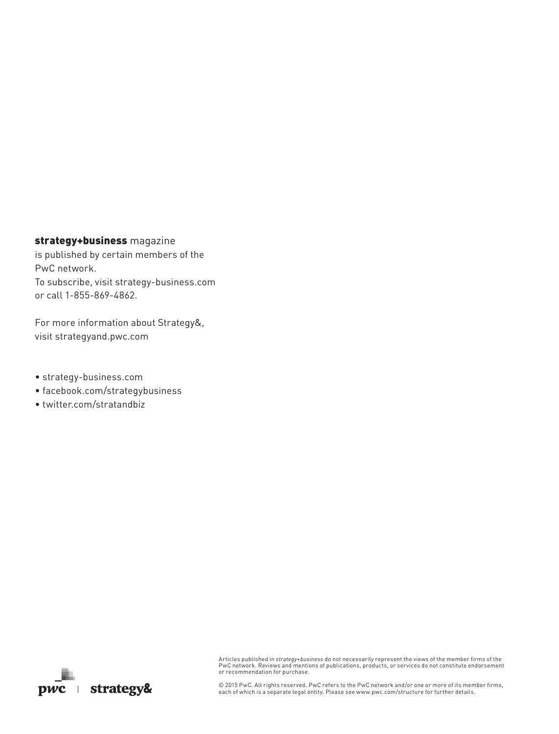**strategy+business** magazine
is published by certain members of the PwC network.
To subscribe, visit strategy-business.com or call 1-855-869-4862.

For more information about Strategy&, visit strategyand.pwc.com

- strategy-business.com
- facebook.com/strategybusiness
- twitter.com/stratandbiz

pwc | strategy&

Articles published in *strategy+business* do not necessarily represent the views of the member firms of the PwC network. Reviews and mentions of publications, products, or services do not constitute endorsement or recommendation for purchase.

© 2015 PwC. All rights reserved. PwC refers to the PwC network and/or one or more of its member firms, each of which is a separate legal entity. Please see www.pwc.com/structure for further details.